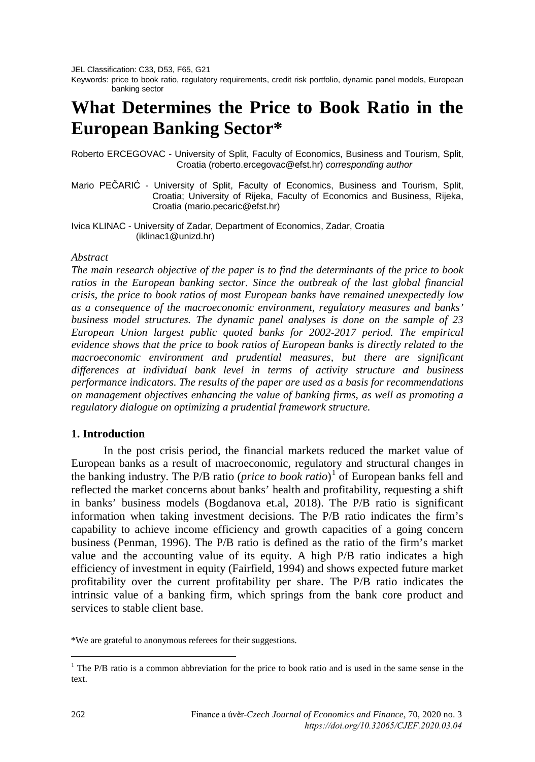JEL Classification: C33, D53, F65, G21

Keywords: price to book ratio, regulatory requirements, credit risk portfolio, dynamic panel models, European banking sector

# What Determines the Price to Book Ratio in the European Banking Sector*

Roberto ERCEGOVAC - University of Split, Faculty of Economics, Business and Tourism, Split, Croatia (roberto.ercegovac@efst.hr) *corresponding author*

Mario PEČARIĆ - University of Split, Faculty of Economics, Business and Tourism, Split, Croatia; University of Rijeka, Faculty of Economics and Business, Rijeka, Croatia (mario.pecaric@efst.hr)

Ivica KLINAC - University of Zadar, Department of Economics, Zadar, Croatia (iklinac1@unizd.hr)

*Abstract*

*The main research objective of the paper is to find the determinants of the price to book ratios in the European banking sector. Since the outbreak of the last global financial crisis, the price to book ratios of most European banks have remained unexpectedly low as a consequence of the macroeconomic environment, regulatory measures and banks' business model structures. The dynamic panel analyses is done on the sample of 23 European Union largest public quoted banks for 2002-2017 period. The empirical evidence shows that the price to book ratios of European banks is directly related to the macroeconomic environment and prudential measures, but there are significant differences at individual bank level in terms of activity structure and business performance indicators. The results of the paper are used as a basis for recommendations on management objectives enhancing the value of banking firms, as well as promoting a regulatory dialogue on optimizing a prudential framework structure.*

## 1. Introduction

In the post crisis period, the financial markets reduced the market value of European banks as a result of macroeconomic, regulatory and structural changes in the banking industry. The P/B ratio (*price to book ratio*)[1] of European banks fell and reflected the market concerns about banks' health and profitability, requesting a shift in banks' business models (Bogdanova et.al, 2018). The P/B ratio is significant information when taking investment decisions. The P/B ratio indicates the firm's capability to achieve income efficiency and growth capacities of a going concern business (Penman, 1996). The P/B ratio is defined as the ratio of the firm's market value and the accounting value of its equity. A high P/B ratio indicates a high efficiency of investment in equity (Fairfield, 1994) and shows expected future market profitability over the current profitability per share. The P/B ratio indicates the intrinsic value of a banking firm, which springs from the bank core product and services to stable client base.

*We are grateful to anonymous referees for their suggestions.

[1] The P/B ratio is a common abbreviation for the price to book ratio and is used in the same sense in the text.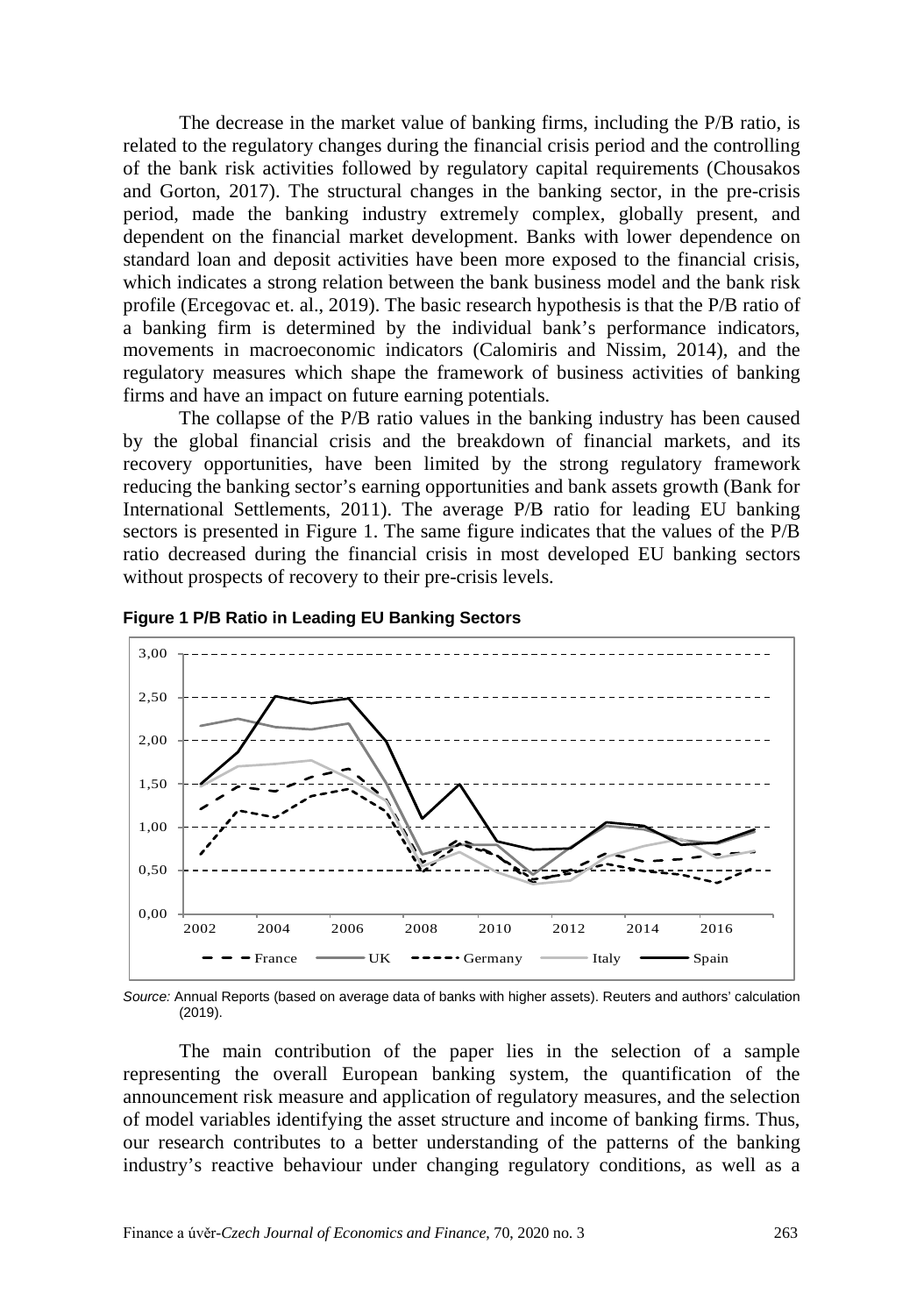The decrease in the market value of banking firms, including the P/B ratio, is related to the regulatory changes during the financial crisis period and the controlling of the bank risk activities followed by regulatory capital requirements (Chousakos and Gorton, 2017). The structural changes in the banking sector, in the pre-crisis period, made the banking industry extremely complex, globally present, and dependent on the financial market development. Banks with lower dependence on standard loan and deposit activities have been more exposed to the financial crisis, which indicates a strong relation between the bank business model and the bank risk profile (Ercegovac et. al., 2019). The basic research hypothesis is that the P/B ratio of a banking firm is determined by the individual bank's performance indicators, movements in macroeconomic indicators (Calomiris and Nissim, 2014), and the regulatory measures which shape the framework of business activities of banking firms and have an impact on future earning potentials.

The collapse of the P/B ratio values in the banking industry has been caused by the global financial crisis and the breakdown of financial markets, and its recovery opportunities, have been limited by the strong regulatory framework reducing the banking sector's earning opportunities and bank assets growth (Bank for International Settlements, 2011). The average P/B ratio for leading EU banking sectors is presented in Figure 1. The same figure indicates that the values of the P/B ratio decreased during the financial crisis in most developed EU banking sectors without prospects of recovery to their pre-crisis levels.

**Figure 1 P/B Ratio in Leading EU Banking Sectors**

*Source:* Annual Reports (based on average data of banks with higher assets). Reuters and authors' calculation (2019).

The main contribution of the paper lies in the selection of a sample representing the overall European banking system, the quantification of the announcement risk measure and application of regulatory measures, and the selection of model variables identifying the asset structure and income of banking firms. Thus, our research contributes to a better understanding of the patterns of the banking industry's reactive behaviour under changing regulatory conditions, as well as a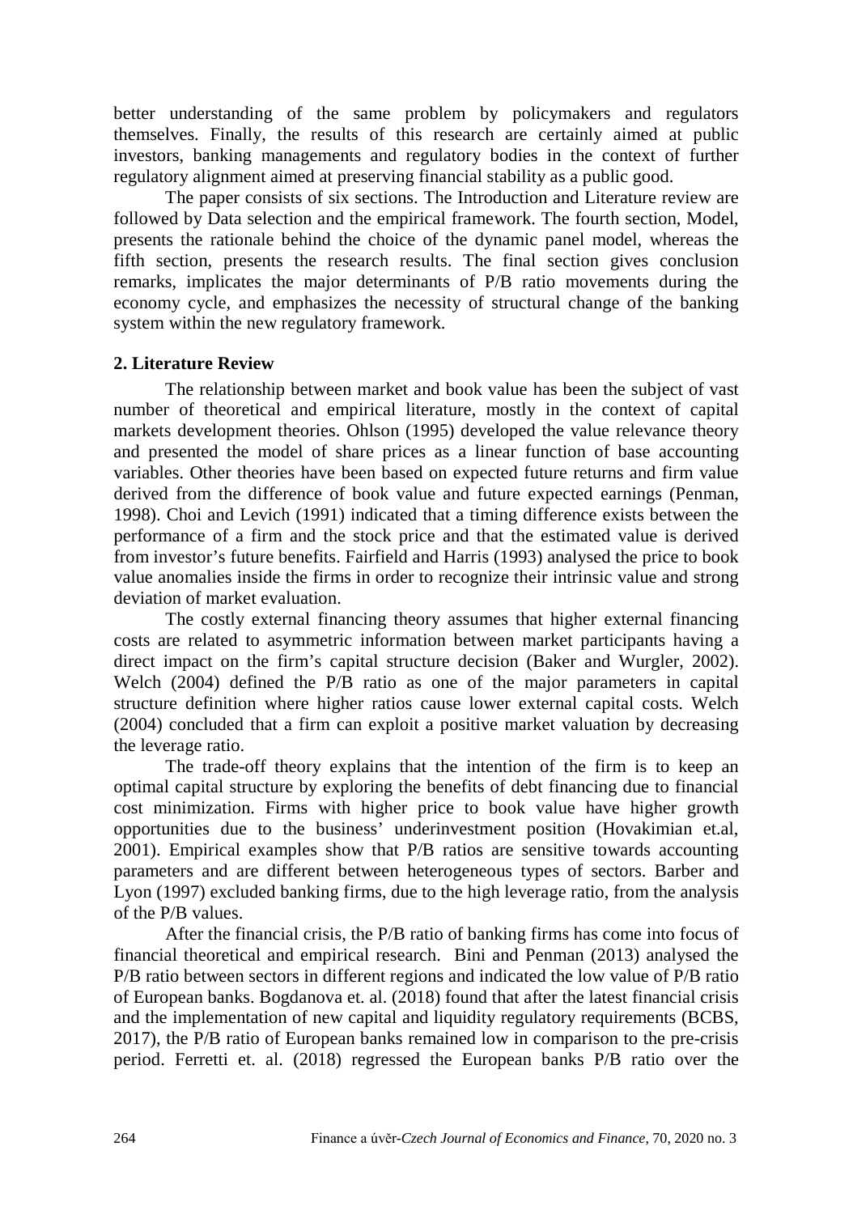better understanding of the same problem by policymakers and regulators themselves. Finally, the results of this research are certainly aimed at public investors, banking managements and regulatory bodies in the context of further regulatory alignment aimed at preserving financial stability as a public good.

The paper consists of six sections. The Introduction and Literature review are followed by Data selection and the empirical framework. The fourth section, Model, presents the rationale behind the choice of the dynamic panel model, whereas the fifth section, presents the research results. The final section gives conclusion remarks, implicates the major determinants of P/B ratio movements during the economy cycle, and emphasizes the necessity of structural change of the banking system within the new regulatory framework.

## 2. Literature Review

The relationship between market and book value has been the subject of vast number of theoretical and empirical literature, mostly in the context of capital markets development theories. Ohlson (1995) developed the value relevance theory and presented the model of share prices as a linear function of base accounting variables. Other theories have been based on expected future returns and firm value derived from the difference of book value and future expected earnings (Penman, 1998). Choi and Levich (1991) indicated that a timing difference exists between the performance of a firm and the stock price and that the estimated value is derived from investor's future benefits. Fairfield and Harris (1993) analysed the price to book value anomalies inside the firms in order to recognize their intrinsic value and strong deviation of market evaluation.

The costly external financing theory assumes that higher external financing costs are related to asymmetric information between market participants having a direct impact on the firm's capital structure decision (Baker and Wurgler, 2002). Welch (2004) defined the P/B ratio as one of the major parameters in capital structure definition where higher ratios cause lower external capital costs. Welch (2004) concluded that a firm can exploit a positive market valuation by decreasing the leverage ratio.

The trade-off theory explains that the intention of the firm is to keep an optimal capital structure by exploring the benefits of debt financing due to financial cost minimization. Firms with higher price to book value have higher growth opportunities due to the business' underinvestment position (Hovakimian et.al, 2001). Empirical examples show that P/B ratios are sensitive towards accounting parameters and are different between heterogeneous types of sectors. Barber and Lyon (1997) excluded banking firms, due to the high leverage ratio, from the analysis of the P/B values.

After the financial crisis, the P/B ratio of banking firms has come into focus of financial theoretical and empirical research. Bini and Penman (2013) analysed the P/B ratio between sectors in different regions and indicated the low value of P/B ratio of European banks. Bogdanova et. al. (2018) found that after the latest financial crisis and the implementation of new capital and liquidity regulatory requirements (BCBS, 2017), the P/B ratio of European banks remained low in comparison to the pre-crisis period. Ferretti et. al. (2018) regressed the European banks P/B ratio over the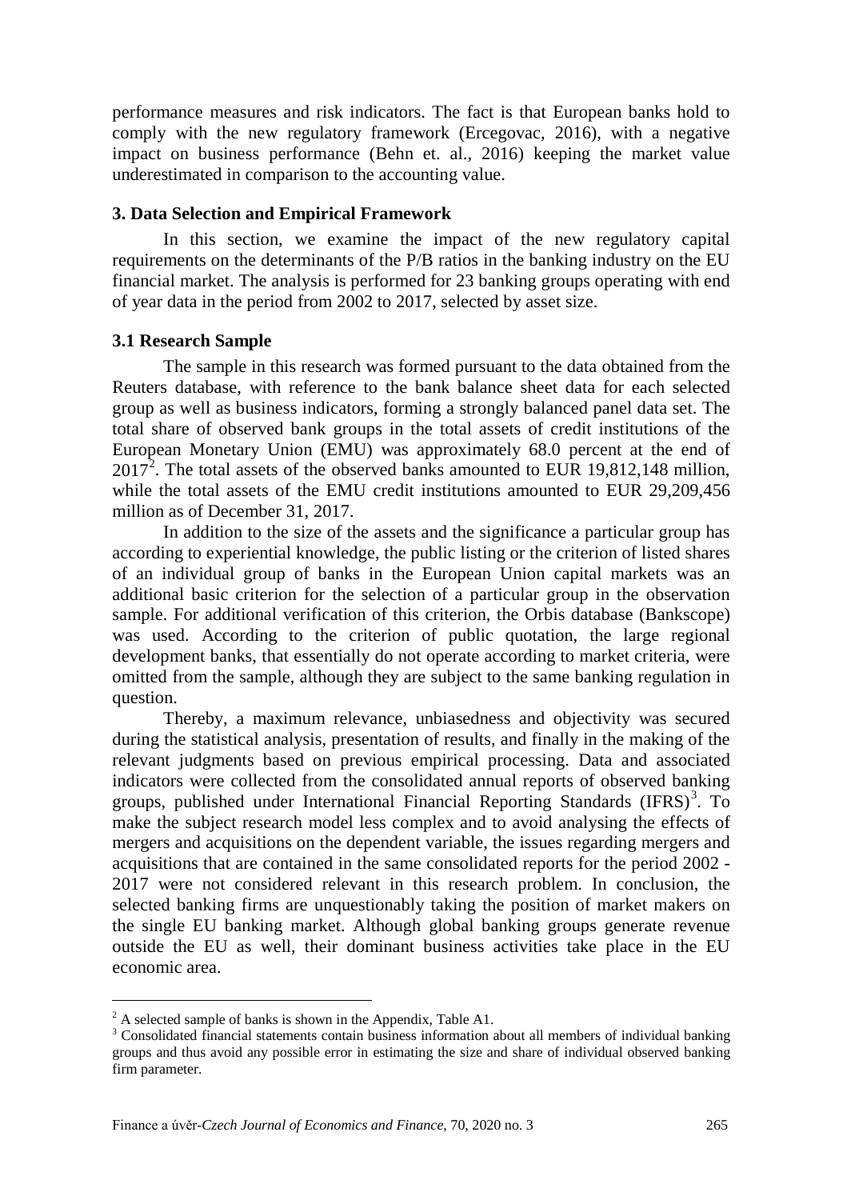performance measures and risk indicators. The fact is that European banks hold to comply with the new regulatory framework (Ercegovac, 2016), with a negative impact on business performance (Behn et. al., 2016) keeping the market value underestimated in comparison to the accounting value.

### 3. Data Selection and Empirical Framework

In this section, we examine the impact of the new regulatory capital requirements on the determinants of the P/B ratios in the banking industry on the EU financial market. The analysis is performed for 23 banking groups operating with end of year data in the period from 2002 to 2017, selected by asset size.

### 3.1 Research Sample

The sample in this research was formed pursuant to the data obtained from the Reuters database, with reference to the bank balance sheet data for each selected group as well as business indicators, forming a strongly balanced panel data set. The total share of observed bank groups in the total assets of credit institutions of the European Monetary Union (EMU) was approximately 68.0 percent at the end of 2017[2]. The total assets of the observed banks amounted to EUR 19,812,148 million, while the total assets of the EMU credit institutions amounted to EUR 29,209,456 million as of December 31, 2017.

In addition to the size of the assets and the significance a particular group has according to experiential knowledge, the public listing or the criterion of listed shares of an individual group of banks in the European Union capital markets was an additional basic criterion for the selection of a particular group in the observation sample. For additional verification of this criterion, the Orbis database (Bankscope) was used. According to the criterion of public quotation, the large regional development banks, that essentially do not operate according to market criteria, were omitted from the sample, although they are subject to the same banking regulation in question.

Thereby, a maximum relevance, unbiasedness and objectivity was secured during the statistical analysis, presentation of results, and finally in the making of the relevant judgments based on previous empirical processing. Data and associated indicators were collected from the consolidated annual reports of observed banking groups, published under International Financial Reporting Standards (IFRS)[3]. To make the subject research model less complex and to avoid analysing the effects of mergers and acquisitions on the dependent variable, the issues regarding mergers and acquisitions that are contained in the same consolidated reports for the period 2002 - 2017 were not considered relevant in this research problem. In conclusion, the selected banking firms are unquestionably taking the position of market makers on the single EU banking market. Although global banking groups generate revenue outside the EU as well, their dominant business activities take place in the EU economic area.

---

[2] A selected sample of banks is shown in the Appendix, Table A1.

[3] Consolidated financial statements contain business information about all members of individual banking groups and thus avoid any possible error in estimating the size and share of individual observed banking firm parameter.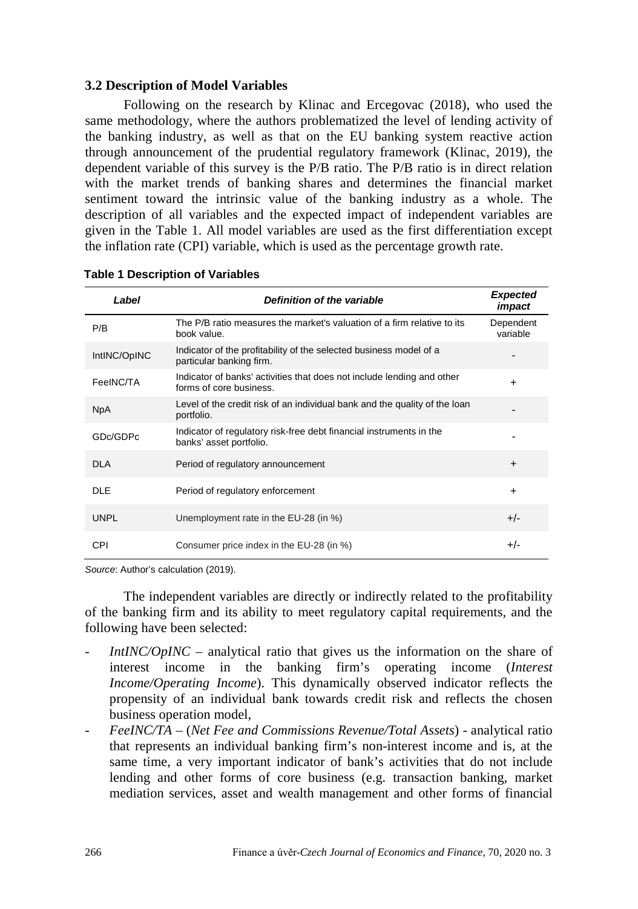### 3.2 Description of Model Variables

Following on the research by Klinac and Ercegovac (2018), who used the same methodology, where the authors problematized the level of lending activity of the banking industry, as well as that on the EU banking system reactive action through announcement of the prudential regulatory framework (Klinac, 2019), the dependent variable of this survey is the P/B ratio. The P/B ratio is in direct relation with the market trends of banking shares and determines the financial market sentiment toward the intrinsic value of the banking industry as a whole. The description of all variables and the expected impact of independent variables are given in the Table 1. All model variables are used as the first differentiation except the inflation rate (CPI) variable, which is used as the percentage growth rate.

**Table 1 Description of Variables**

| *Label* | *Definition of the variable* | *Expected impact* |
|---|---|---|
| P/B | The P/B ratio measures the market's valuation of a firm relative to its book value. | Dependent variable |
| IntINC/OpINC | Indicator of the profitability of the selected business model of a particular banking firm. | - |
| FeeINC/TA | Indicator of banks' activities that does not include lending and other forms of core business. | + |
| NpA | Level of the credit risk of an individual bank and the quality of the loan portfolio. | - |
| GDc/GDPc | Indicator of regulatory risk-free debt financial instruments in the banks' asset portfolio. | - |
| DLA | Period of regulatory announcement | + |
| DLE | Period of regulatory enforcement | + |
| UNPL | Unemployment rate in the EU-28 (in %) | +/- |
| CPI | Consumer price index in the EU-28 (in %) | +/- |

*Source*: Author's calculation (2019).

The independent variables are directly or indirectly related to the profitability of the banking firm and its ability to meet regulatory capital requirements, and the following have been selected:

- *IntINC/OpINC* – analytical ratio that gives us the information on the share of interest income in the banking firm's operating income (*Interest Income/Operating Income*). This dynamically observed indicator reflects the propensity of an individual bank towards credit risk and reflects the chosen business operation model,
- *FeeINC/TA* – (*Net Fee and Commissions Revenue/Total Assets*) - analytical ratio that represents an individual banking firm's non-interest income and is, at the same time, a very important indicator of bank's activities that do not include lending and other forms of core business (e.g. transaction banking, market mediation services, asset and wealth management and other forms of financial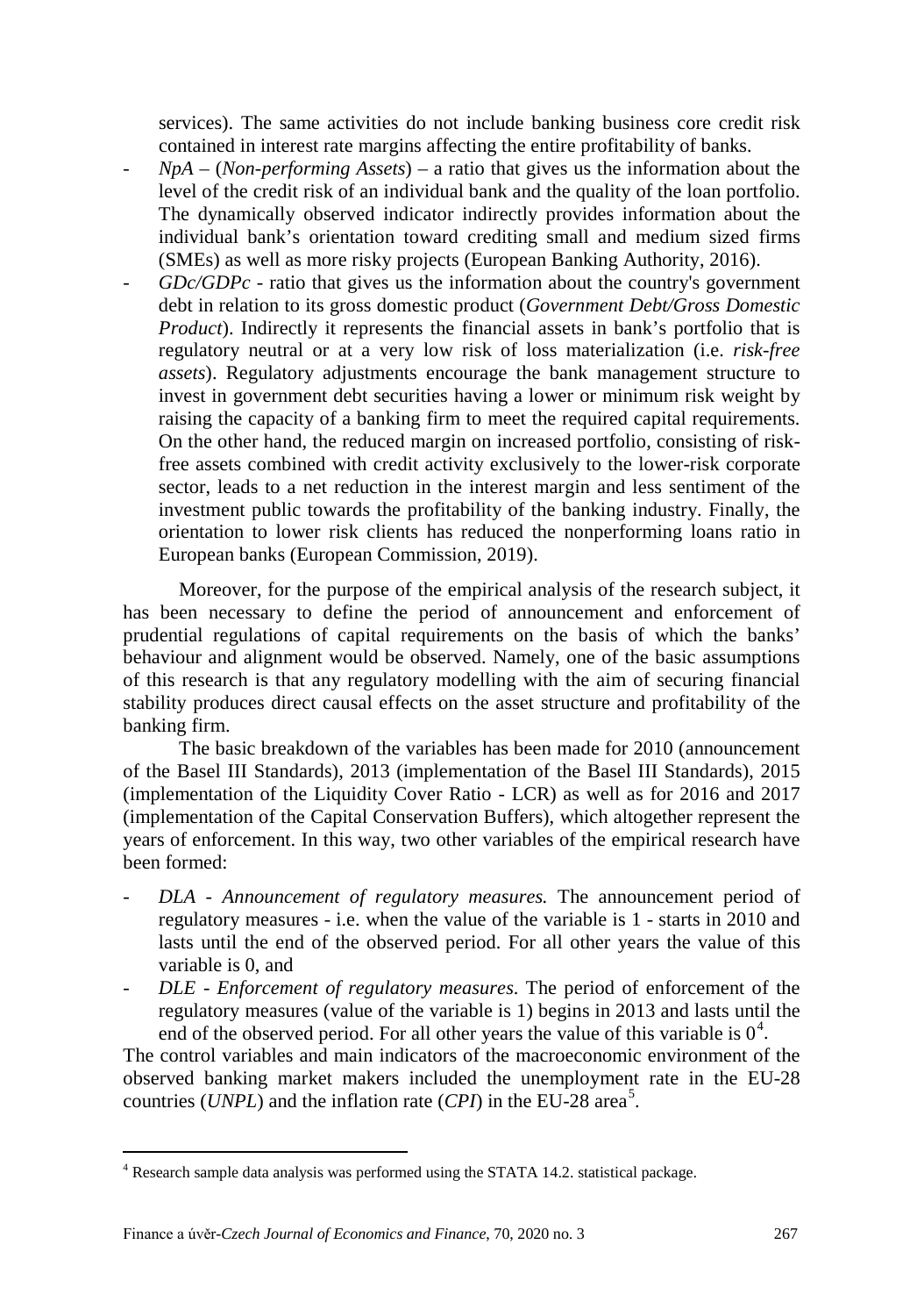services). The same activities do not include banking business core credit risk contained in interest rate margins affecting the entire profitability of banks.

- *NpA* – (*Non-performing Assets*) – a ratio that gives us the information about the level of the credit risk of an individual bank and the quality of the loan portfolio. The dynamically observed indicator indirectly provides information about the individual bank's orientation toward crediting small and medium sized firms (SMEs) as well as more risky projects (European Banking Authority, 2016).
- *GDc/GDPc* - ratio that gives us the information about the country's government debt in relation to its gross domestic product (*Government Debt/Gross Domestic Product*). Indirectly it represents the financial assets in bank's portfolio that is regulatory neutral or at a very low risk of loss materialization (i.e. *risk-free assets*). Regulatory adjustments encourage the bank management structure to invest in government debt securities having a lower or minimum risk weight by raising the capacity of a banking firm to meet the required capital requirements. On the other hand, the reduced margin on increased portfolio, consisting of risk-free assets combined with credit activity exclusively to the lower-risk corporate sector, leads to a net reduction in the interest margin and less sentiment of the investment public towards the profitability of the banking industry. Finally, the orientation to lower risk clients has reduced the nonperforming loans ratio in European banks (European Commission, 2019).

Moreover, for the purpose of the empirical analysis of the research subject, it has been necessary to define the period of announcement and enforcement of prudential regulations of capital requirements on the basis of which the banks' behaviour and alignment would be observed. Namely, one of the basic assumptions of this research is that any regulatory modelling with the aim of securing financial stability produces direct causal effects on the asset structure and profitability of the banking firm.

The basic breakdown of the variables has been made for 2010 (announcement of the Basel III Standards), 2013 (implementation of the Basel III Standards), 2015 (implementation of the Liquidity Cover Ratio - LCR) as well as for 2016 and 2017 (implementation of the Capital Conservation Buffers), which altogether represent the years of enforcement. In this way, two other variables of the empirical research have been formed:

- *DLA - Announcement of regulatory measures.* The announcement period of regulatory measures - i.e. when the value of the variable is 1 - starts in 2010 and lasts until the end of the observed period. For all other years the value of this variable is 0, and
- *DLE - Enforcement of regulatory measures*. The period of enforcement of the regulatory measures (value of the variable is 1) begins in 2013 and lasts until the end of the observed period. For all other years the value of this variable is 0[4].

The control variables and main indicators of the macroeconomic environment of the observed banking market makers included the unemployment rate in the EU-28 countries (*UNPL*) and the inflation rate (*CPI*) in the EU-28 area[5].

---

[4] Research sample data analysis was performed using the STATA 14.2. statistical package.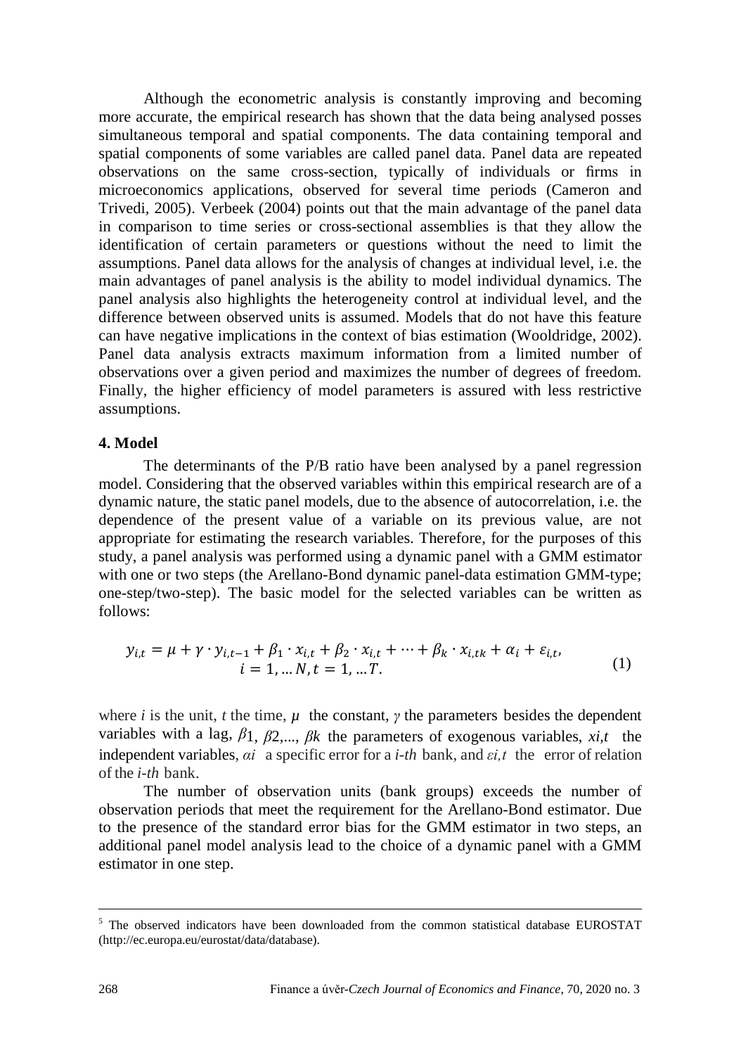Although the econometric analysis is constantly improving and becoming more accurate, the empirical research has shown that the data being analysed posses simultaneous temporal and spatial components. The data containing temporal and spatial components of some variables are called panel data. Panel data are repeated observations on the same cross-section, typically of individuals or firms in microeconomics applications, observed for several time periods (Cameron and Trivedi, 2005). Verbeek (2004) points out that the main advantage of the panel data in comparison to time series or cross-sectional assemblies is that they allow the identification of certain parameters or questions without the need to limit the assumptions. Panel data allows for the analysis of changes at individual level, i.e. the main advantages of panel analysis is the ability to model individual dynamics. The panel analysis also highlights the heterogeneity control at individual level, and the difference between observed units is assumed. Models that do not have this feature can have negative implications in the context of bias estimation (Wooldridge, 2002). Panel data analysis extracts maximum information from a limited number of observations over a given period and maximizes the number of degrees of freedom. Finally, the higher efficiency of model parameters is assured with less restrictive assumptions.

## 4. Model

The determinants of the P/B ratio have been analysed by a panel regression model. Considering that the observed variables within this empirical research are of a dynamic nature, the static panel models, due to the absence of autocorrelation, i.e. the dependence of the present value of a variable on its previous value, are not appropriate for estimating the research variables. Therefore, for the purposes of this study, a panel analysis was performed using a dynamic panel with a GMM estimator with one or two steps (the Arellano-Bond dynamic panel-data estimation GMM-type; one-step/two-step). The basic model for the selected variables can be written as follows:

$$y_{i,t} = \mu + \gamma \cdot y_{i,t-1} + \beta_1 \cdot x_{i,t} + \beta_2 \cdot x_{i,t} + \cdots + \beta_k \cdot x_{i,tk} + \alpha_i + \varepsilon_{i,t}, \quad i = 1, \ldots N, t = 1, \ldots T. \tag{1}$$

where $i$ is the unit, $t$ the time, $\mu$ the constant, $\gamma$ the parameters besides the dependent variables with a lag, $\beta_1$, $\beta_2$,..., $\beta_k$ the parameters of exogenous variables, $x_{i,t}$ the independent variables, $\alpha_i$ a specific error for a *i-th* bank, and $\varepsilon_{i,t}$ the error of relation of the *i-th* bank.

The number of observation units (bank groups) exceeds the number of observation periods that meet the requirement for the Arellano-Bond estimator. Due to the presence of the standard error bias for the GMM estimator in two steps, an additional panel model analysis lead to the choice of a dynamic panel with a GMM estimator in one step.

---

[5] The observed indicators have been downloaded from the common statistical database EUROSTAT (http://ec.europa.eu/eurostat/data/database).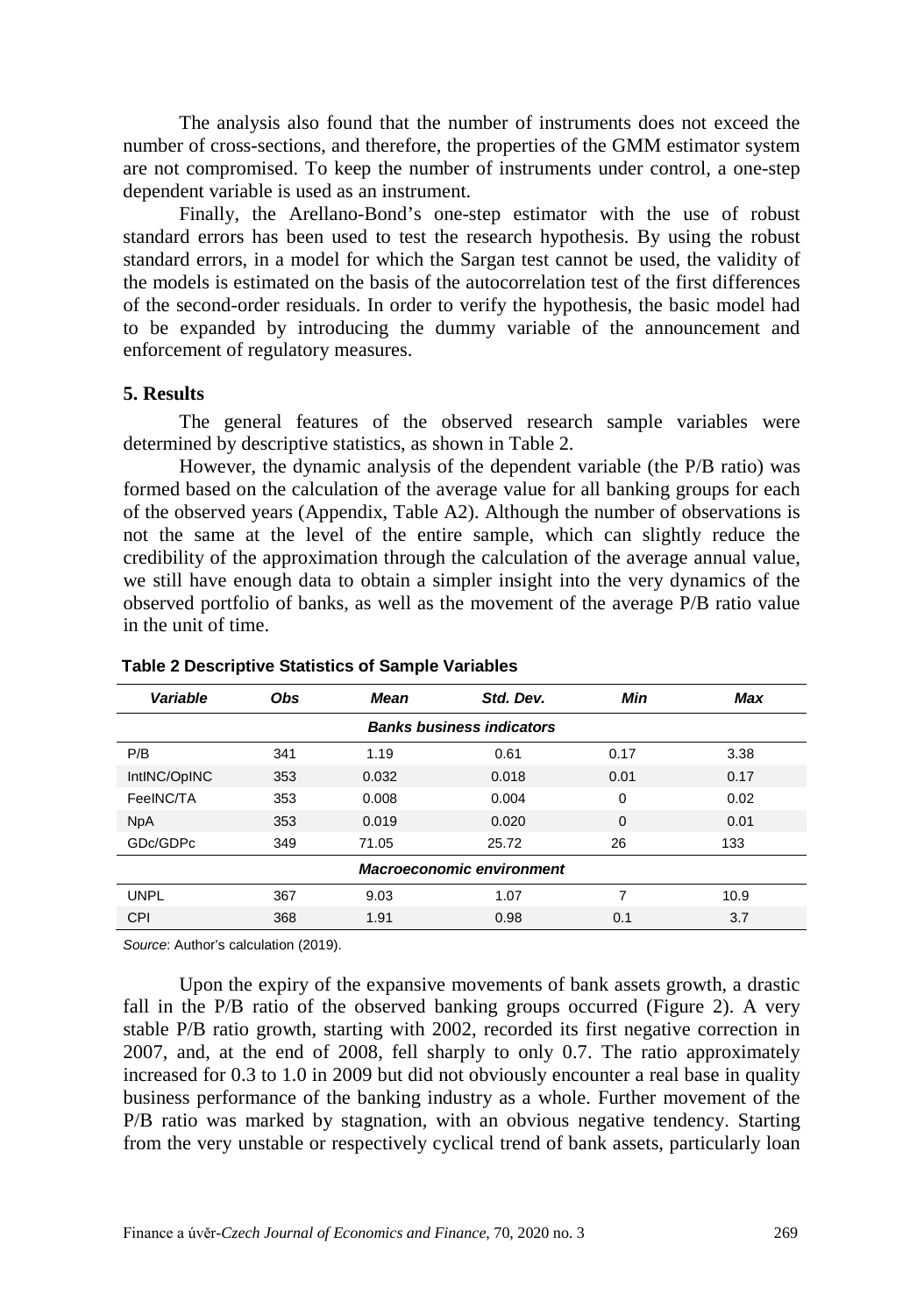The analysis also found that the number of instruments does not exceed the number of cross-sections, and therefore, the properties of the GMM estimator system are not compromised. To keep the number of instruments under control, a one-step dependent variable is used as an instrument.

Finally, the Arellano-Bond's one-step estimator with the use of robust standard errors has been used to test the research hypothesis. By using the robust standard errors, in a model for which the Sargan test cannot be used, the validity of the models is estimated on the basis of the autocorrelation test of the first differences of the second-order residuals. In order to verify the hypothesis, the basic model had to be expanded by introducing the dummy variable of the announcement and enforcement of regulatory measures.

## 5. Results

The general features of the observed research sample variables were determined by descriptive statistics, as shown in Table 2.

However, the dynamic analysis of the dependent variable (the P/B ratio) was formed based on the calculation of the average value for all banking groups for each of the observed years (Appendix, Table A2). Although the number of observations is not the same at the level of the entire sample, which can slightly reduce the credibility of the approximation through the calculation of the average annual value, we still have enough data to obtain a simpler insight into the very dynamics of the observed portfolio of banks, as well as the movement of the average P/B ratio value in the unit of time.

**Table 2 Descriptive Statistics of Sample Variables**

| *Variable* | *Obs* | *Mean* | *Std. Dev.* | *Min* | *Max* |
|---|---|---|---|---|---|
| | | | ***Banks business indicators*** | | |
| P/B | 341 | 1.19 | 0.61 | 0.17 | 3.38 |
| IntINC/OpINC | 353 | 0.032 | 0.018 | 0.01 | 0.17 |
| FeeINC/TA | 353 | 0.008 | 0.004 | 0 | 0.02 |
| NpA | 353 | 0.019 | 0.020 | 0 | 0.01 |
| GDc/GDPc | 349 | 71.05 | 25.72 | 26 | 133 |
| | | | ***Macroeconomic environment*** | | |
| UNPL | 367 | 9.03 | 1.07 | 7 | 10.9 |
| CPI | 368 | 1.91 | 0.98 | 0.1 | 3.7 |

*Source*: Author's calculation (2019).

Upon the expiry of the expansive movements of bank assets growth, a drastic fall in the P/B ratio of the observed banking groups occurred (Figure 2). A very stable P/B ratio growth, starting with 2002, recorded its first negative correction in 2007, and, at the end of 2008, fell sharply to only 0.7. The ratio approximately increased for 0.3 to 1.0 in 2009 but did not obviously encounter a real base in quality business performance of the banking industry as a whole. Further movement of the P/B ratio was marked by stagnation, with an obvious negative tendency. Starting from the very unstable or respectively cyclical trend of bank assets, particularly loan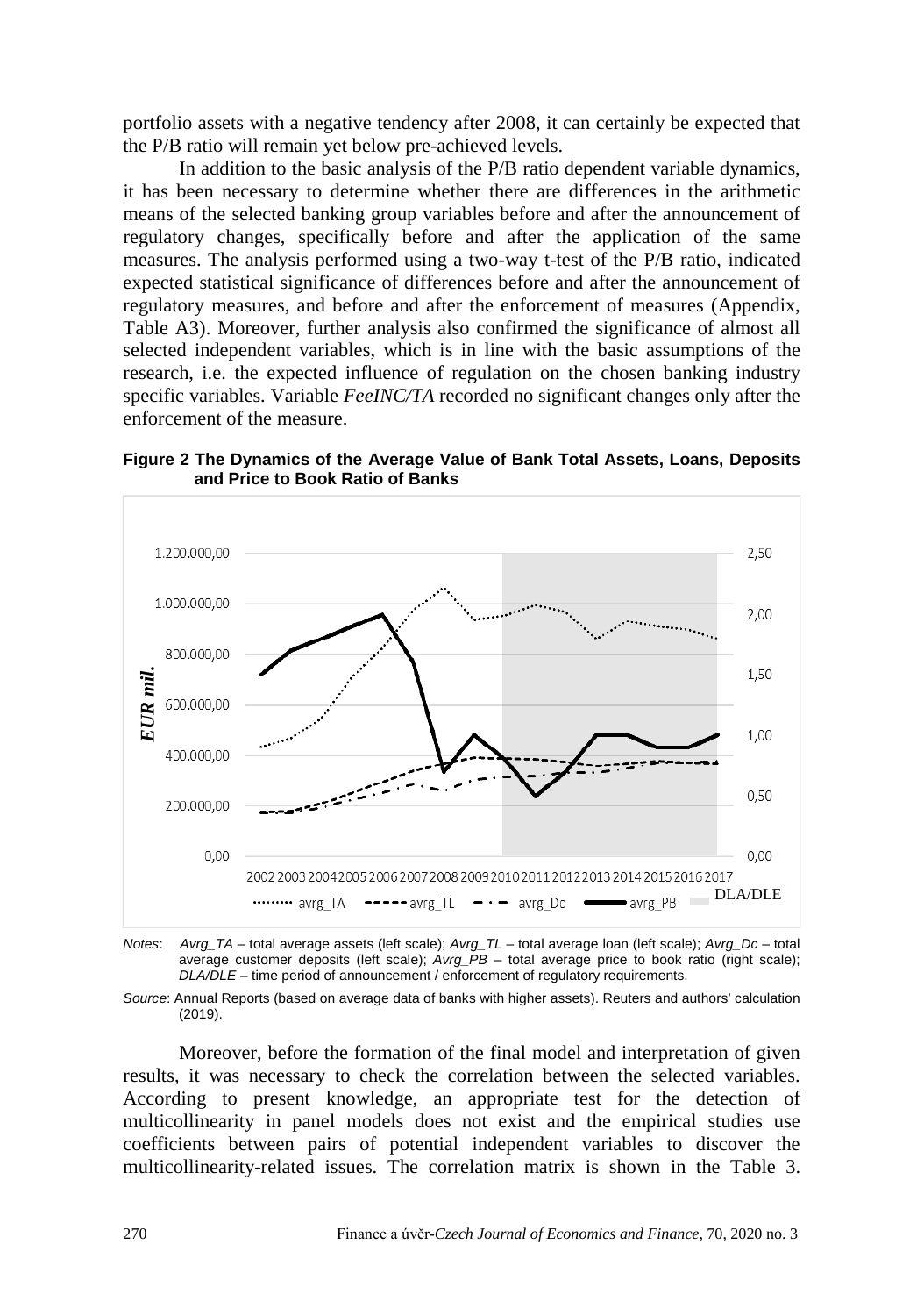portfolio assets with a negative tendency after 2008, it can certainly be expected that the P/B ratio will remain yet below pre-achieved levels.

In addition to the basic analysis of the P/B ratio dependent variable dynamics, it has been necessary to determine whether there are differences in the arithmetic means of the selected banking group variables before and after the announcement of regulatory changes, specifically before and after the application of the same measures. The analysis performed using a two-way t-test of the P/B ratio, indicated expected statistical significance of differences before and after the announcement of regulatory measures, and before and after the enforcement of measures (Appendix, Table A3). Moreover, further analysis also confirmed the significance of almost all selected independent variables, which is in line with the basic assumptions of the research, i.e. the expected influence of regulation on the chosen banking industry specific variables. Variable *FeeINC/TA* recorded no significant changes only after the enforcement of the measure.

**Figure 2 The Dynamics of the Average Value of Bank Total Assets, Loans, Deposits and Price to Book Ratio of Banks**

*Notes*: *Avrg_TA* – total average assets (left scale); *Avrg_TL* – total average loan (left scale); *Avrg_Dc* – total average customer deposits (left scale); *Avrg_PB* – total average price to book ratio (right scale); *DLA/DLE* – time period of announcement / enforcement of regulatory requirements.

*Source*: Annual Reports (based on average data of banks with higher assets). Reuters and authors' calculation (2019).

Moreover, before the formation of the final model and interpretation of given results, it was necessary to check the correlation between the selected variables. According to present knowledge, an appropriate test for the detection of multicollinearity in panel models does not exist and the empirical studies use coefficients between pairs of potential independent variables to discover the multicollinearity-related issues. The correlation matrix is shown in the Table 3.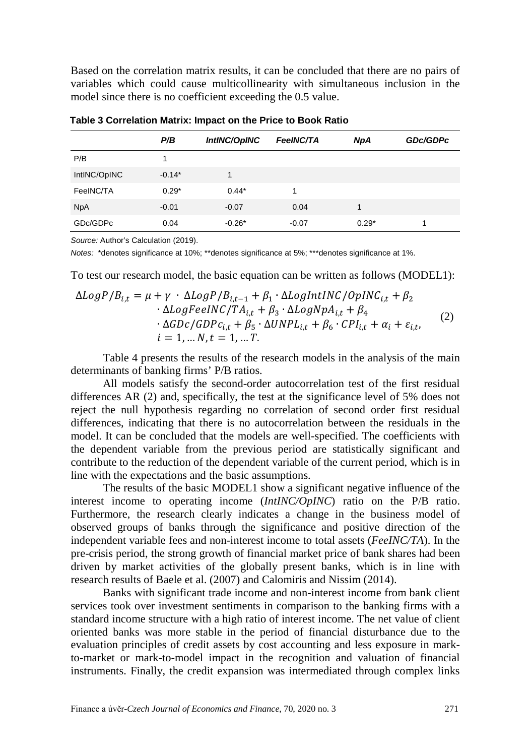Based on the correlation matrix results, it can be concluded that there are no pairs of variables which could cause multicollinearity with simultaneous inclusion in the model since there is no coefficient exceeding the 0.5 value.

**Table 3 Correlation Matrix: Impact on the Price to Book Ratio**

| | *P/B* | *IntINC/OpINC* | *FeeINC/TA* | *NpA* | *GDc/GDPc* |
|---|---|---|---|---|---|
| P/B | 1 | | | | |
| IntINC/OpINC | -0.14* | 1 | | | |
| FeeINC/TA | 0.29* | 0.44* | 1 | | |
| NpA | -0.01 | -0.07 | 0.04 | 1 | |
| GDc/GDPc | 0.04 | -0.26* | -0.07 | 0.29* | 1 |

*Source:* Author's Calculation (2019).

*Notes:* *denotes significance at 10%; **denotes significance at 5%; ***denotes significance at 1%.

To test our research model, the basic equation can be written as follows (MODEL1):

$$\Delta LogP/B_{i,t} = \mu + \gamma \cdot \Delta LogP/B_{i,t-1} + \beta_1 \cdot \Delta LogIntINC/OpINC_{i,t} + \beta_2 \cdot \Delta LogFeeINC/TA_{i,t} + \beta_3 \cdot \Delta LogNpA_{i,t} + \beta_4 \cdot \Delta GDc/GDPc_{i,t} + \beta_5 \cdot \Delta UNPL_{i,t} + \beta_6 \cdot CPI_{i,t} + \alpha_i + \varepsilon_{i,t}, \quad i = 1, \ldots N, t = 1, \ldots T. \tag{2}$$

Table 4 presents the results of the research models in the analysis of the main determinants of banking firms' P/B ratios.

All models satisfy the second-order autocorrelation test of the first residual differences AR (2) and, specifically, the test at the significance level of 5% does not reject the null hypothesis regarding no correlation of second order first residual differences, indicating that there is no autocorrelation between the residuals in the model. It can be concluded that the models are well-specified. The coefficients with the dependent variable from the previous period are statistically significant and contribute to the reduction of the dependent variable of the current period, which is in line with the expectations and the basic assumptions.

The results of the basic MODEL1 show a significant negative influence of the interest income to operating income (*IntINC/OpINC*) ratio on the P/B ratio. Furthermore, the research clearly indicates a change in the business model of observed groups of banks through the significance and positive direction of the independent variable fees and non-interest income to total assets (*FeeINC/TA*). In the pre-crisis period, the strong growth of financial market price of bank shares had been driven by market activities of the globally present banks, which is in line with research results of Baele et al. (2007) and Calomiris and Nissim (2014).

Banks with significant trade income and non-interest income from bank client services took over investment sentiments in comparison to the banking firms with a standard income structure with a high ratio of interest income. The net value of client oriented banks was more stable in the period of financial disturbance due to the evaluation principles of credit assets by cost accounting and less exposure in mark-to-market or mark-to-model impact in the recognition and valuation of financial instruments. Finally, the credit expansion was intermediated through complex links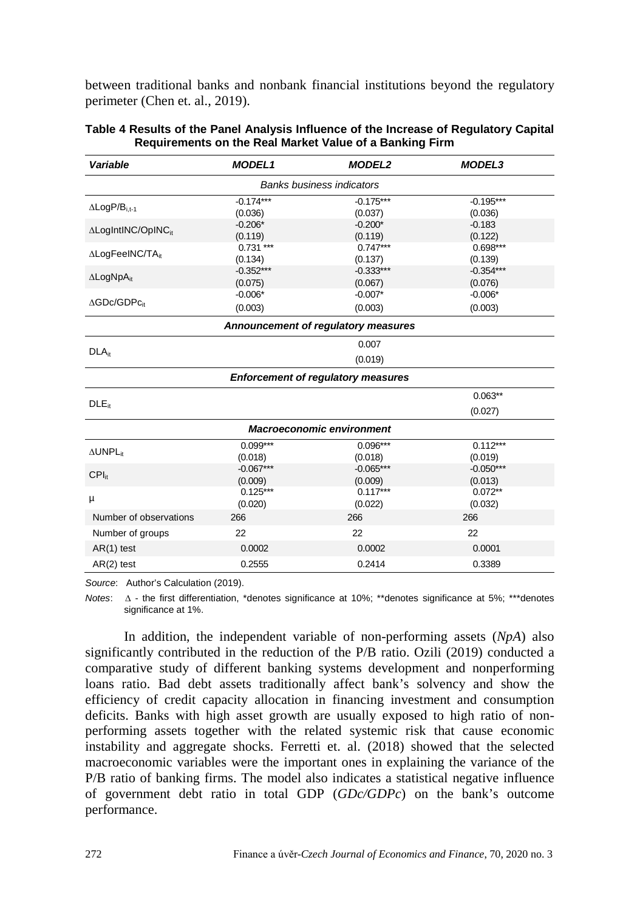between traditional banks and nonbank financial institutions beyond the regulatory perimeter (Chen et. al., 2019).

**Table 4 Results of the Panel Analysis Influence of the Increase of Regulatory Capital Requirements on the Real Market Value of a Banking Firm**

| *Variable* | *MODEL1* | *MODEL2* | *MODEL3* |
|---|---|---|---|
| | *Banks business indicators* | | |
| $\Delta LogP/B_{i,t-1}$ | -0.174*** (0.036) | -0.175*** (0.037) | -0.195*** (0.036) |
| $\Delta LogIntINC/OpINC_{it}$ | -0.206* (0.119) | -0.200* (0.119) | -0.183 (0.122) |
| $\Delta LogFeeINC/TA_{it}$ | 0.731 *** (0.134) | 0.747*** (0.137) | 0.698*** (0.139) |
| $\Delta LogNpA_{it}$ | -0.352*** (0.075) | -0.333*** (0.067) | -0.354*** (0.076) |
| $\Delta GDc/GDPc_{it}$ | -0.006* (0.003) | -0.007* (0.003) | -0.006* (0.003) |
| | ***Announcement of regulatory measures*** | | |
| $DLA_{it}$ | | 0.007 (0.019) | |
| | ***Enforcement of regulatory measures*** | | |
| $DLE_{it}$ | | | 0.063** (0.027) |
| | ***Macroeconomic environment*** | | |
| $\Delta UNPL_{it}$ | 0.099*** (0.018) | 0.096*** (0.018) | 0.112*** (0.019) |
| $CPI_{it}$ | -0.067*** (0.009) | -0.065*** (0.009) | -0.050*** (0.013) |
| $\mu$ | 0.125*** (0.020) | 0.117*** (0.022) | 0.072** (0.032) |
| Number of observations | 266 | 266 | 266 |
| Number of groups | 22 | 22 | 22 |
| AR(1) test | 0.0002 | 0.0002 | 0.0001 |
| AR(2) test | 0.2555 | 0.2414 | 0.3389 |

*Source*: Author's Calculation (2019).

*Notes*: $\Delta$ - the first differentiation, *denotes significance at 10%; **denotes significance at 5%; ***denotes significance at 1%.

In addition, the independent variable of non-performing assets (*NpA*) also significantly contributed in the reduction of the P/B ratio. Ozili (2019) conducted a comparative study of different banking systems development and nonperforming loans ratio. Bad debt assets traditionally affect bank's solvency and show the efficiency of credit capacity allocation in financing investment and consumption deficits. Banks with high asset growth are usually exposed to high ratio of non-performing assets together with the related systemic risk that cause economic instability and aggregate shocks. Ferretti et. al. (2018) showed that the selected macroeconomic variables were the important ones in explaining the variance of the P/B ratio of banking firms. The model also indicates a statistical negative influence of government debt ratio in total GDP (*GDc/GDPc*) on the bank's outcome performance.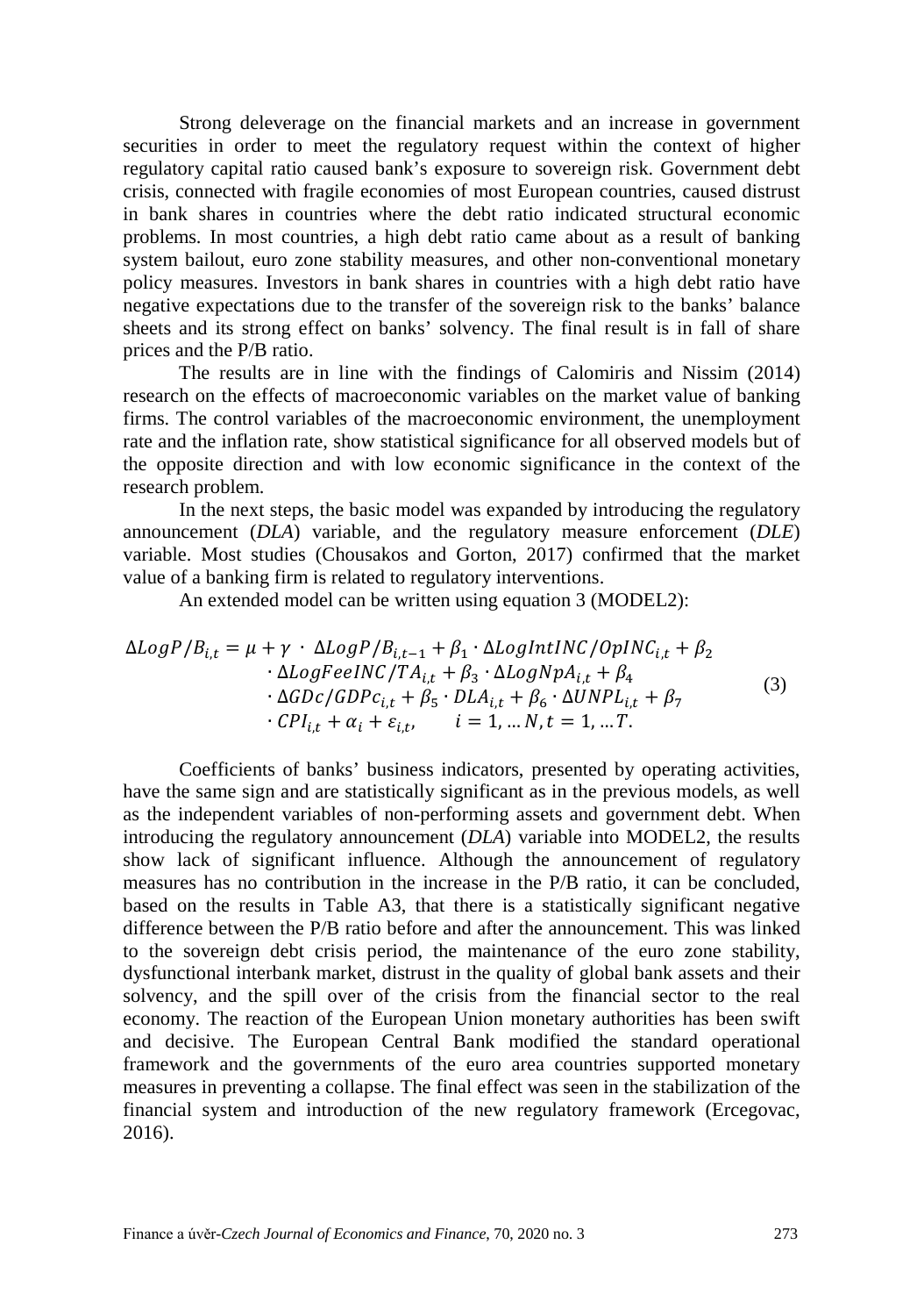Strong deleverage on the financial markets and an increase in government securities in order to meet the regulatory request within the context of higher regulatory capital ratio caused bank's exposure to sovereign risk. Government debt crisis, connected with fragile economies of most European countries, caused distrust in bank shares in countries where the debt ratio indicated structural economic problems. In most countries, a high debt ratio came about as a result of banking system bailout, euro zone stability measures, and other non-conventional monetary policy measures. Investors in bank shares in countries with a high debt ratio have negative expectations due to the transfer of the sovereign risk to the banks' balance sheets and its strong effect on banks' solvency. The final result is in fall of share prices and the P/B ratio.

The results are in line with the findings of Calomiris and Nissim (2014) research on the effects of macroeconomic variables on the market value of banking firms. The control variables of the macroeconomic environment, the unemployment rate and the inflation rate, show statistical significance for all observed models but of the opposite direction and with low economic significance in the context of the research problem.

In the next steps, the basic model was expanded by introducing the regulatory announcement (*DLA*) variable, and the regulatory measure enforcement (*DLE*) variable. Most studies (Chousakos and Gorton, 2017) confirmed that the market value of a banking firm is related to regulatory interventions.

An extended model can be written using equation 3 (MODEL2):

$$\Delta LogP/B_{i,t} = \mu + \gamma \cdot \Delta LogP/B_{i,t-1} + \beta_1 \cdot \Delta LogIntINC/OpINC_{i,t} + \beta_2 \cdot \Delta LogFeeINC/TA_{i,t} + \beta_3 \cdot \Delta LogNpA_{i,t} + \beta_4 \cdot \Delta GDc/GDPc_{i,t} + \beta_5 \cdot DLA_{i,t} + \beta_6 \cdot \Delta UNPL_{i,t} + \beta_7 \cdot CPI_{i,t} + \alpha_i + \varepsilon_{i,t}, \qquad i = 1, \dots N, t = 1, \dots T. \tag{3}$$

Coefficients of banks' business indicators, presented by operating activities, have the same sign and are statistically significant as in the previous models, as well as the independent variables of non-performing assets and government debt. When introducing the regulatory announcement (*DLA*) variable into MODEL2, the results show lack of significant influence. Although the announcement of regulatory measures has no contribution in the increase in the P/B ratio, it can be concluded, based on the results in Table A3, that there is a statistically significant negative difference between the P/B ratio before and after the announcement. This was linked to the sovereign debt crisis period, the maintenance of the euro zone stability, dysfunctional interbank market, distrust in the quality of global bank assets and their solvency, and the spill over of the crisis from the financial sector to the real economy. The reaction of the European Union monetary authorities has been swift and decisive. The European Central Bank modified the standard operational framework and the governments of the euro area countries supported monetary measures in preventing a collapse. The final effect was seen in the stabilization of the financial system and introduction of the new regulatory framework (Ercegovac, 2016).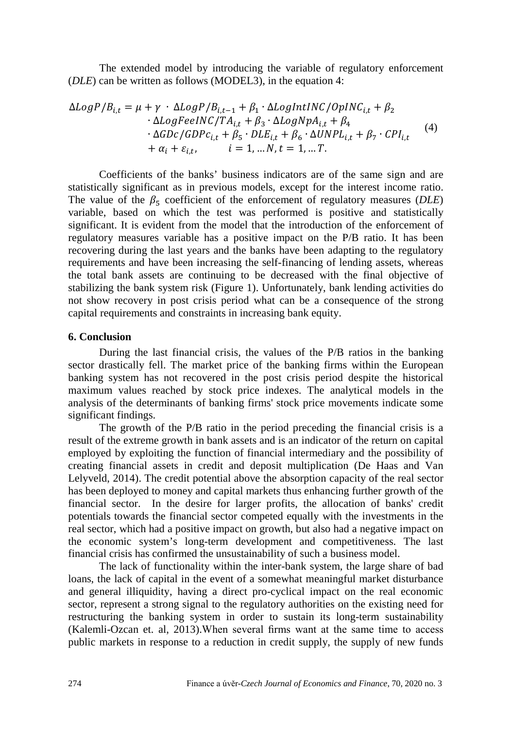The extended model by introducing the variable of regulatory enforcement (*DLE*) can be written as follows (MODEL3), in the equation 4:

$$\Delta LogP/B_{i,t} = \mu + \gamma \cdot \Delta LogP/B_{i,t-1} + \beta_1 \cdot \Delta LogIntINC/OpINC_{i,t} + \beta_2 \cdot \Delta LogFeeINC/TA_{i,t} + \beta_3 \cdot \Delta LogNpA_{i,t} + \beta_4 \cdot \Delta GDc/GDPc_{i,t} + \beta_5 \cdot DLE_{i,t} + \beta_6 \cdot \Delta UNPL_{i,t} + \beta_7 \cdot CPI_{i,t} + \alpha_i + \varepsilon_{i,t}, \qquad i = 1, \dots N, t = 1, \dots T. \tag{4}$$

Coefficients of the banks' business indicators are of the same sign and are statistically significant as in previous models, except for the interest income ratio. The value of the $\beta_5$ coefficient of the enforcement of regulatory measures (*DLE*) variable, based on which the test was performed is positive and statistically significant. It is evident from the model that the introduction of the enforcement of regulatory measures variable has a positive impact on the P/B ratio. It has been recovering during the last years and the banks have been adapting to the regulatory requirements and have been increasing the self-financing of lending assets, whereas the total bank assets are continuing to be decreased with the final objective of stabilizing the bank system risk (Figure 1). Unfortunately, bank lending activities do not show recovery in post crisis period what can be a consequence of the strong capital requirements and constraints in increasing bank equity.

## 6. Conclusion

During the last financial crisis, the values of the P/B ratios in the banking sector drastically fell. The market price of the banking firms within the European banking system has not recovered in the post crisis period despite the historical maximum values reached by stock price indexes. The analytical models in the analysis of the determinants of banking firms' stock price movements indicate some significant findings.

The growth of the P/B ratio in the period preceding the financial crisis is a result of the extreme growth in bank assets and is an indicator of the return on capital employed by exploiting the function of financial intermediary and the possibility of creating financial assets in credit and deposit multiplication (De Haas and Van Lelyveld, 2014). The credit potential above the absorption capacity of the real sector has been deployed to money and capital markets thus enhancing further growth of the financial sector. In the desire for larger profits, the allocation of banks' credit potentials towards the financial sector competed equally with the investments in the real sector, which had a positive impact on growth, but also had a negative impact on the economic system's long-term development and competitiveness. The last financial crisis has confirmed the unsustainability of such a business model.

The lack of functionality within the inter-bank system, the large share of bad loans, the lack of capital in the event of a somewhat meaningful market disturbance and general illiquidity, having a direct pro-cyclical impact on the real economic sector, represent a strong signal to the regulatory authorities on the existing need for restructuring the banking system in order to sustain its long-term sustainability (Kalemli-Ozcan et. al, 2013).When several firms want at the same time to access public markets in response to a reduction in credit supply, the supply of new funds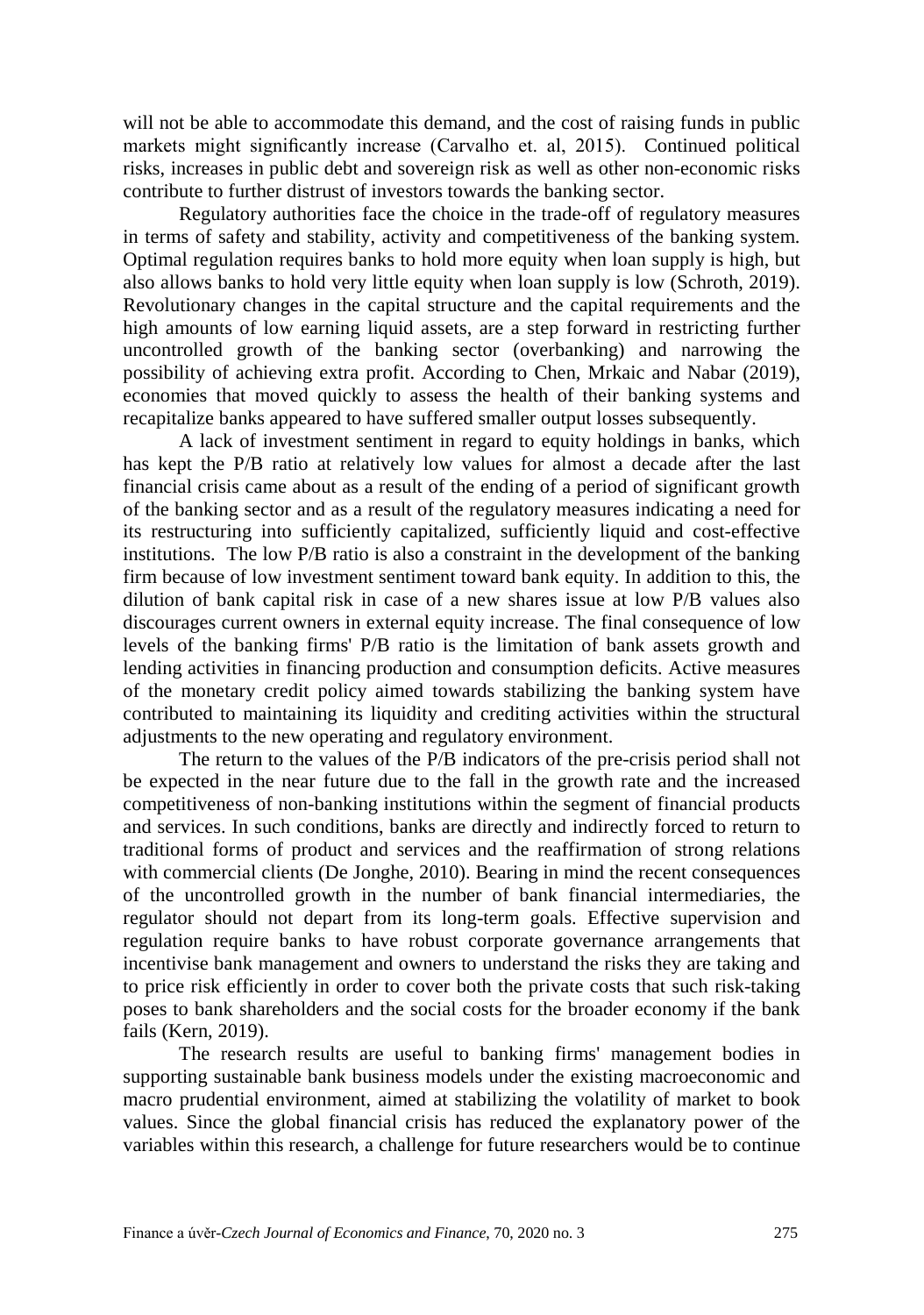will not be able to accommodate this demand, and the cost of raising funds in public markets might significantly increase (Carvalho et. al, 2015). Continued political risks, increases in public debt and sovereign risk as well as other non-economic risks contribute to further distrust of investors towards the banking sector.

Regulatory authorities face the choice in the trade-off of regulatory measures in terms of safety and stability, activity and competitiveness of the banking system. Optimal regulation requires banks to hold more equity when loan supply is high, but also allows banks to hold very little equity when loan supply is low (Schroth, 2019). Revolutionary changes in the capital structure and the capital requirements and the high amounts of low earning liquid assets, are a step forward in restricting further uncontrolled growth of the banking sector (overbanking) and narrowing the possibility of achieving extra profit. According to Chen, Mrkaic and Nabar (2019), economies that moved quickly to assess the health of their banking systems and recapitalize banks appeared to have suffered smaller output losses subsequently.

A lack of investment sentiment in regard to equity holdings in banks, which has kept the P/B ratio at relatively low values for almost a decade after the last financial crisis came about as a result of the ending of a period of significant growth of the banking sector and as a result of the regulatory measures indicating a need for its restructuring into sufficiently capitalized, sufficiently liquid and cost-effective institutions. The low P/B ratio is also a constraint in the development of the banking firm because of low investment sentiment toward bank equity. In addition to this, the dilution of bank capital risk in case of a new shares issue at low P/B values also discourages current owners in external equity increase. The final consequence of low levels of the banking firms' P/B ratio is the limitation of bank assets growth and lending activities in financing production and consumption deficits. Active measures of the monetary credit policy aimed towards stabilizing the banking system have contributed to maintaining its liquidity and crediting activities within the structural adjustments to the new operating and regulatory environment.

The return to the values of the P/B indicators of the pre-crisis period shall not be expected in the near future due to the fall in the growth rate and the increased competitiveness of non-banking institutions within the segment of financial products and services. In such conditions, banks are directly and indirectly forced to return to traditional forms of product and services and the reaffirmation of strong relations with commercial clients (De Jonghe, 2010). Bearing in mind the recent consequences of the uncontrolled growth in the number of bank financial intermediaries, the regulator should not depart from its long-term goals. Effective supervision and regulation require banks to have robust corporate governance arrangements that incentivise bank management and owners to understand the risks they are taking and to price risk efficiently in order to cover both the private costs that such risk-taking poses to bank shareholders and the social costs for the broader economy if the bank fails (Kern, 2019).

The research results are useful to banking firms' management bodies in supporting sustainable bank business models under the existing macroeconomic and macro prudential environment, aimed at stabilizing the volatility of market to book values. Since the global financial crisis has reduced the explanatory power of the variables within this research, a challenge for future researchers would be to continue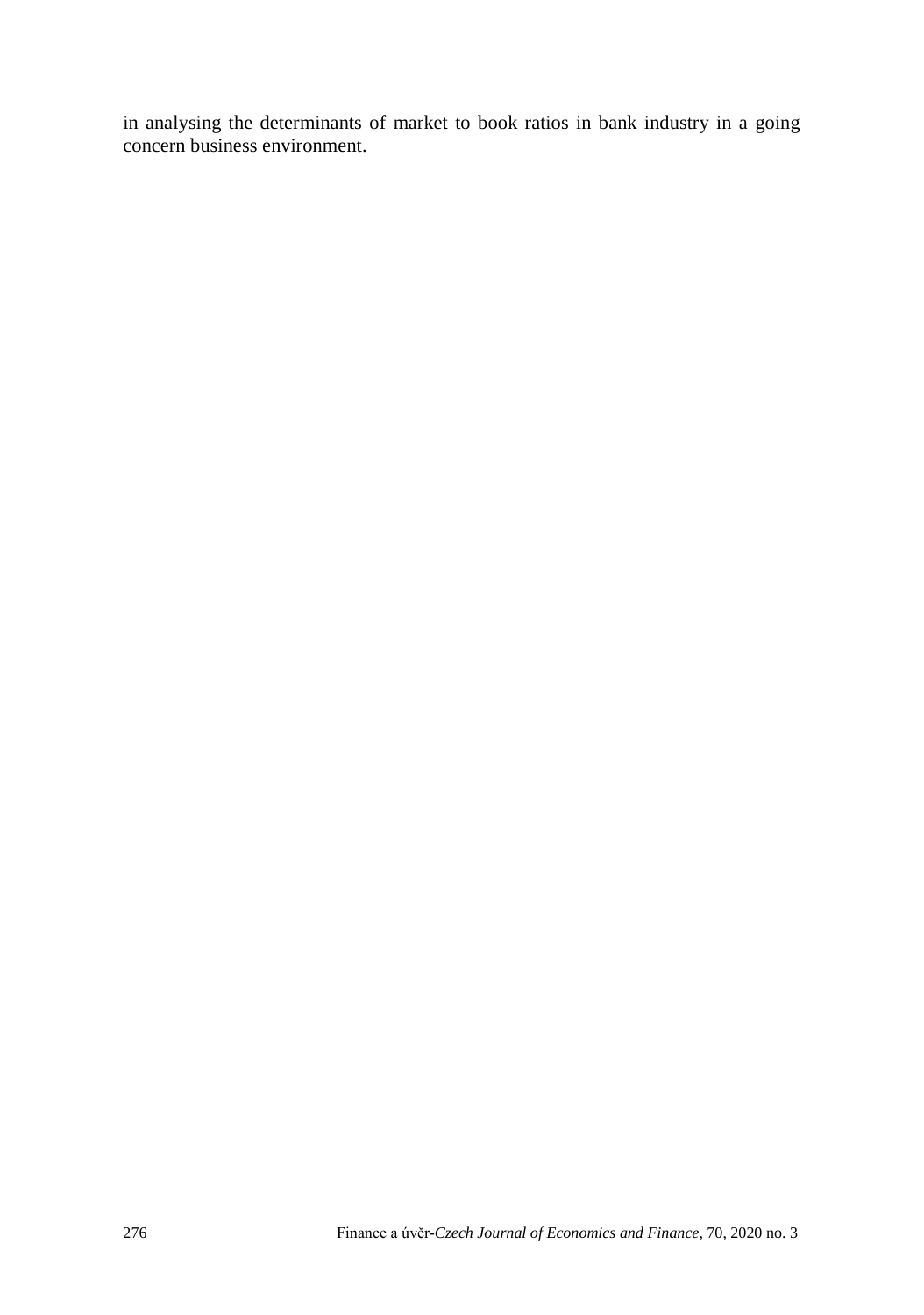in analysing the determinants of market to book ratios in bank industry in a going concern business environment.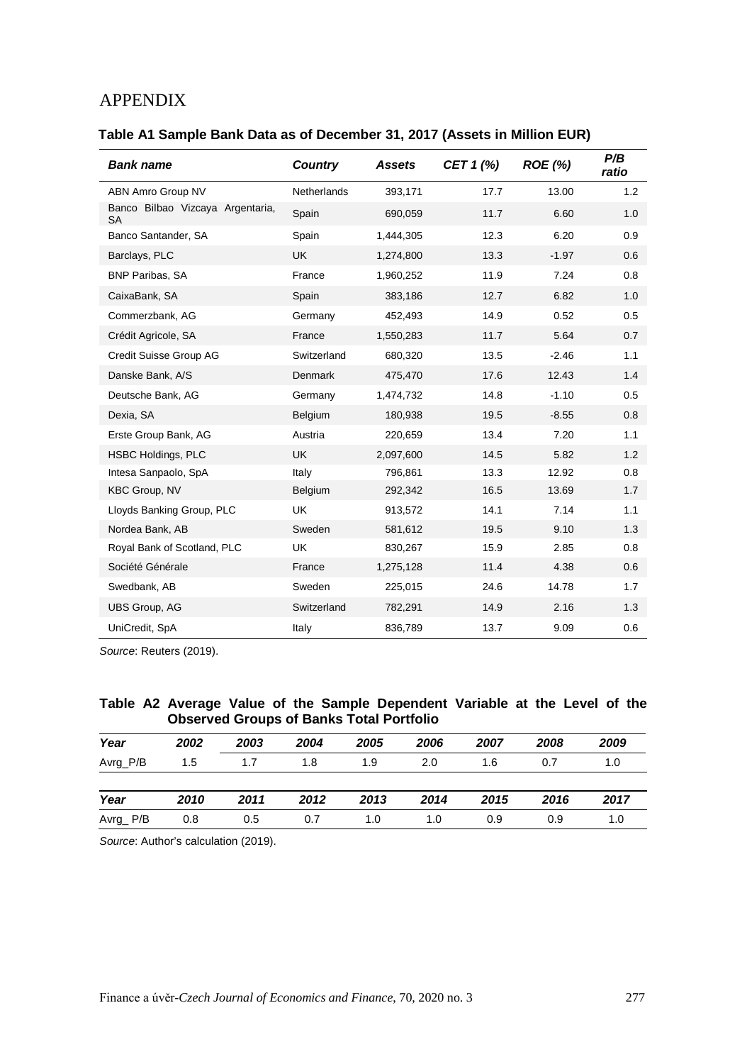# APPENDIX

**Table A1 Sample Bank Data as of December 31, 2017 (Assets in Million EUR)**

| *Bank name* | *Country* | *Assets* | *CET 1 (%)* | *ROE (%)* | *P/B ratio* |
|---|---|---|---|---|---|
| ABN Amro Group NV | Netherlands | 393,171 | 17.7 | 13.00 | 1.2 |
| Banco Bilbao Vizcaya Argentaria, SA | Spain | 690,059 | 11.7 | 6.60 | 1.0 |
| Banco Santander, SA | Spain | 1,444,305 | 12.3 | 6.20 | 0.9 |
| Barclays, PLC | UK | 1,274,800 | 13.3 | -1.97 | 0.6 |
| BNP Paribas, SA | France | 1,960,252 | 11.9 | 7.24 | 0.8 |
| CaixaBank, SA | Spain | 383,186 | 12.7 | 6.82 | 1.0 |
| Commerzbank, AG | Germany | 452,493 | 14.9 | 0.52 | 0.5 |
| Crédit Agricole, SA | France | 1,550,283 | 11.7 | 5.64 | 0.7 |
| Credit Suisse Group AG | Switzerland | 680,320 | 13.5 | -2.46 | 1.1 |
| Danske Bank, A/S | Denmark | 475,470 | 17.6 | 12.43 | 1.4 |
| Deutsche Bank, AG | Germany | 1,474,732 | 14.8 | -1.10 | 0.5 |
| Dexia, SA | Belgium | 180,938 | 19.5 | -8.55 | 0.8 |
| Erste Group Bank, AG | Austria | 220,659 | 13.4 | 7.20 | 1.1 |
| HSBC Holdings, PLC | UK | 2,097,600 | 14.5 | 5.82 | 1.2 |
| Intesa Sanpaolo, SpA | Italy | 796,861 | 13.3 | 12.92 | 0.8 |
| KBC Group, NV | Belgium | 292,342 | 16.5 | 13.69 | 1.7 |
| Lloyds Banking Group, PLC | UK | 913,572 | 14.1 | 7.14 | 1.1 |
| Nordea Bank, AB | Sweden | 581,612 | 19.5 | 9.10 | 1.3 |
| Royal Bank of Scotland, PLC | UK | 830,267 | 15.9 | 2.85 | 0.8 |
| Société Générale | France | 1,275,128 | 11.4 | 4.38 | 0.6 |
| Swedbank, AB | Sweden | 225,015 | 24.6 | 14.78 | 1.7 |
| UBS Group, AG | Switzerland | 782,291 | 14.9 | 2.16 | 1.3 |
| UniCredit, SpA | Italy | 836,789 | 13.7 | 9.09 | 0.6 |

*Source*: Reuters (2019).

**Table A2 Average Value of the Sample Dependent Variable at the Level of the Observed Groups of Banks Total Portfolio**

| *Year* | *2002* | *2003* | *2004* | *2005* | *2006* | *2007* | *2008* | *2009* |
|---|---|---|---|---|---|---|---|---|
| Avrg_P/B | 1.5 | 1.7 | 1.8 | 1.9 | 2.0 | 1.6 | 0.7 | 1.0 |
| ***Year*** | ***2010*** | ***2011*** | ***2012*** | ***2013*** | ***2014*** | ***2015*** | ***2016*** | ***2017*** |
| Avrg_ P/B | 0.8 | 0.5 | 0.7 | 1.0 | 1.0 | 0.9 | 0.9 | 1.0 |

*Source*: Author's calculation (2019).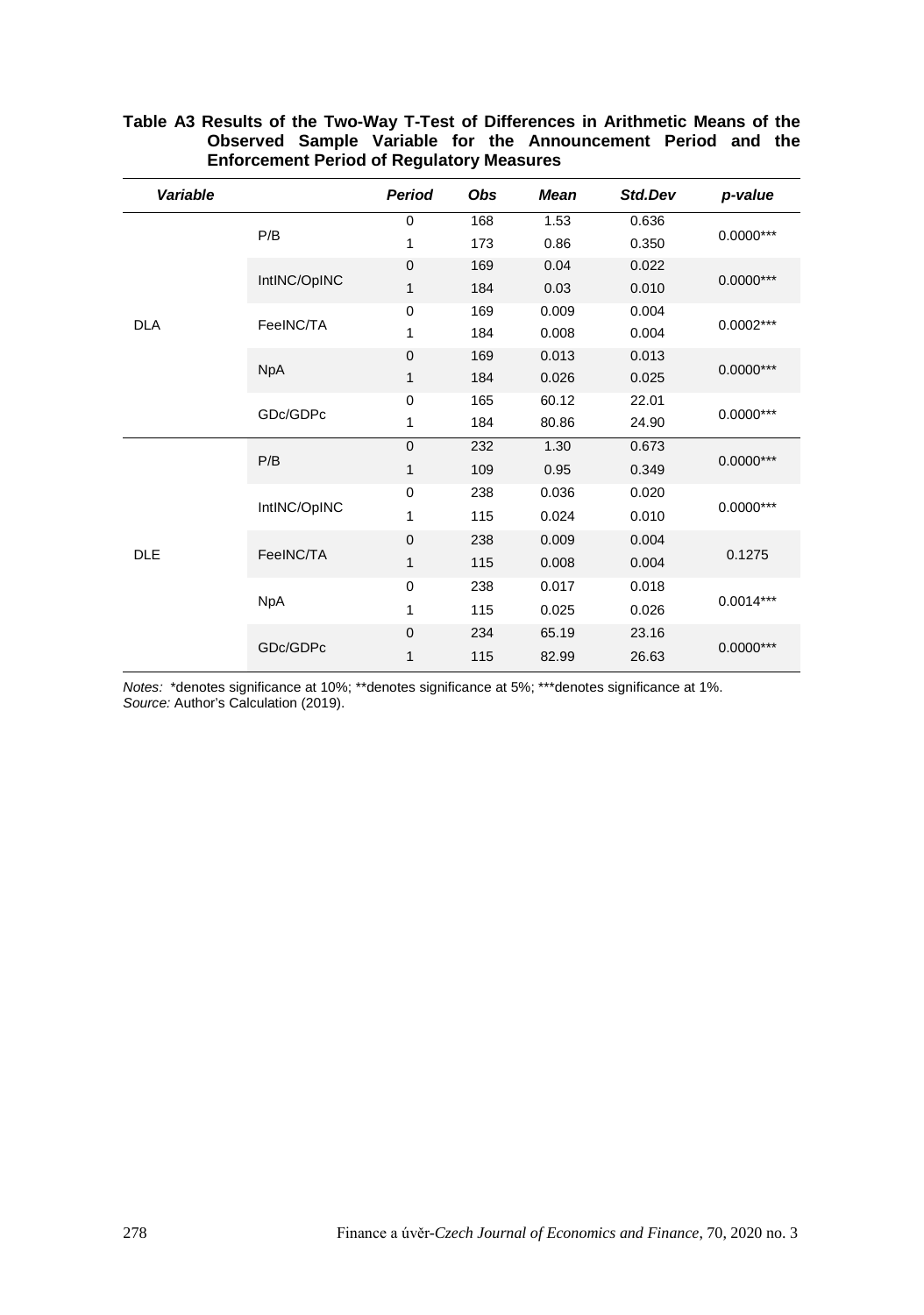**Table A3 Results of the Two-Way T-Test of Differences in Arithmetic Means of the Observed Sample Variable for the Announcement Period and the Enforcement Period of Regulatory Measures**

| *Variable* | | *Period* | *Obs* | *Mean* | *Std.Dev* | *p-value* |
|---|---|---|---|---|---|---|
| DLA | P/B | 0 | 168 | 1.53 | 0.636 | 0.0000*** |
| | | 1 | 173 | 0.86 | 0.350 | |
| | IntINC/OpINC | 0 | 169 | 0.04 | 0.022 | 0.0000*** |
| | | 1 | 184 | 0.03 | 0.010 | |
| | FeeINC/TA | 0 | 169 | 0.009 | 0.004 | 0.0002*** |
| | | 1 | 184 | 0.008 | 0.004 | |
| | NpA | 0 | 169 | 0.013 | 0.013 | 0.0000*** |
| | | 1 | 184 | 0.026 | 0.025 | |
| | GDc/GDPc | 0 | 165 | 60.12 | 22.01 | 0.0000*** |
| | | 1 | 184 | 80.86 | 24.90 | |
| DLE | P/B | 0 | 232 | 1.30 | 0.673 | 0.0000*** |
| | | 1 | 109 | 0.95 | 0.349 | |
| | IntINC/OpINC | 0 | 238 | 0.036 | 0.020 | 0.0000*** |
| | | 1 | 115 | 0.024 | 0.010 | |
| | FeeINC/TA | 0 | 238 | 0.009 | 0.004 | 0.1275 |
| | | 1 | 115 | 0.008 | 0.004 | |
| | NpA | 0 | 238 | 0.017 | 0.018 | 0.0014*** |
| | | 1 | 115 | 0.025 | 0.026 | |
| | GDc/GDPc | 0 | 234 | 65.19 | 23.16 | 0.0000*** |
| | | 1 | 115 | 82.99 | 26.63 | |

*Notes:* *denotes significance at 10%; **denotes significance at 5%; ***denotes significance at 1%.
*Source:* Author's Calculation (2019).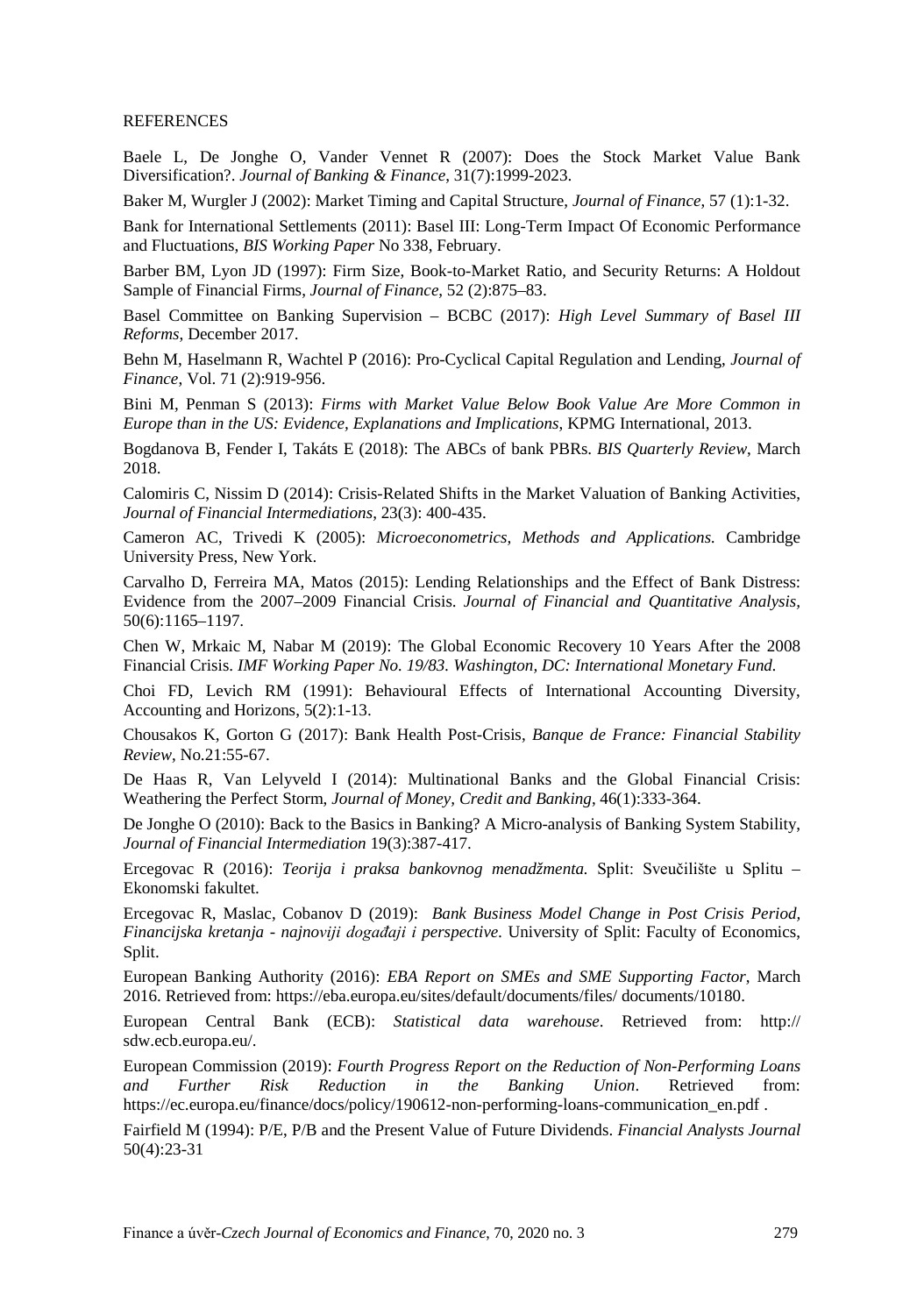REFERENCES

Baele L, De Jonghe O, Vander Vennet R (2007): Does the Stock Market Value Bank Diversification?. *Journal of Banking & Finance*, 31(7):1999-2023.

Baker M, Wurgler J (2002): Market Timing and Capital Structure, *Journal of Finance*, 57 (1):1-32.

Bank for International Settlements (2011): Basel III: Long-Term Impact Of Economic Performance and Fluctuations, *BIS Working Paper* No 338, February.

Barber BM, Lyon JD (1997): Firm Size, Book-to-Market Ratio, and Security Returns: A Holdout Sample of Financial Firms, *Journal of Finance*, 52 (2):875–83.

Basel Committee on Banking Supervision – BCBC (2017): *High Level Summary of Basel III Reforms*, December 2017.

Behn M, Haselmann R, Wachtel P (2016): Pro-Cyclical Capital Regulation and Lending, *Journal of Finance*, Vol. 71 (2):919-956.

Bini M, Penman S (2013): *Firms with Market Value Below Book Value Are More Common in Europe than in the US: Evidence, Explanations and Implications*, KPMG International, 2013.

Bogdanova B, Fender I, Takáts E (2018): The ABCs of bank PBRs. *BIS Quarterly Review*, March 2018.

Calomiris C, Nissim D (2014): Crisis-Related Shifts in the Market Valuation of Banking Activities, *Journal of Financial Intermediations*, 23(3): 400-435.

Cameron AC, Trivedi K (2005): *Microeconometrics, Methods and Applications.* Cambridge University Press, New York.

Carvalho D, Ferreira MA, Matos (2015): Lending Relationships and the Effect of Bank Distress: Evidence from the 2007–2009 Financial Crisis. *Journal of Financial and Quantitative Analysis*, 50(6):1165–1197.

Chen W, Mrkaic M, Nabar M (2019): The Global Economic Recovery 10 Years After the 2008 Financial Crisis. *IMF Working Paper No. 19/83. Washington, DC: International Monetary Fund.*

Choi FD, Levich RM (1991): Behavioural Effects of International Accounting Diversity, Accounting and Horizons, 5(2):1-13.

Chousakos K, Gorton G (2017): Bank Health Post-Crisis, *Banque de France: Financial Stability Review*, No.21:55-67.

De Haas R, Van Lelyveld I (2014): Multinational Banks and the Global Financial Crisis: Weathering the Perfect Storm, *Journal of Money, Credit and Banking*, 46(1):333-364.

De Jonghe O (2010): Back to the Basics in Banking? A Micro-analysis of Banking System Stability, *Journal of Financial Intermediation* 19(3):387-417.

Ercegovac R (2016): *Teorija i praksa bankovnog menadžmenta.* Split: Sveučilište u Splitu – Ekonomski fakultet.

Ercegovac R, Maslac, Cobanov D (2019): *Bank Business Model Change in Post Crisis Period, Financijska kretanja - najnoviji događaji i perspective*. University of Split: Faculty of Economics, Split.

European Banking Authority (2016): *EBA Report on SMEs and SME Supporting Factor*, March 2016. Retrieved from: https://eba.europa.eu/sites/default/documents/files/ documents/10180.

European Central Bank (ECB): *Statistical data warehouse*. Retrieved from: http:// sdw.ecb.europa.eu/.

European Commission (2019): *Fourth Progress Report on the Reduction of Non-Performing Loans and Further Risk Reduction in the Banking Union*. Retrieved from: https://ec.europa.eu/finance/docs/policy/190612-non-performing-loans-communication_en.pdf .

Fairfield M (1994): P/E, P/B and the Present Value of Future Dividends. *Financial Analysts Journal* 50(4):23-31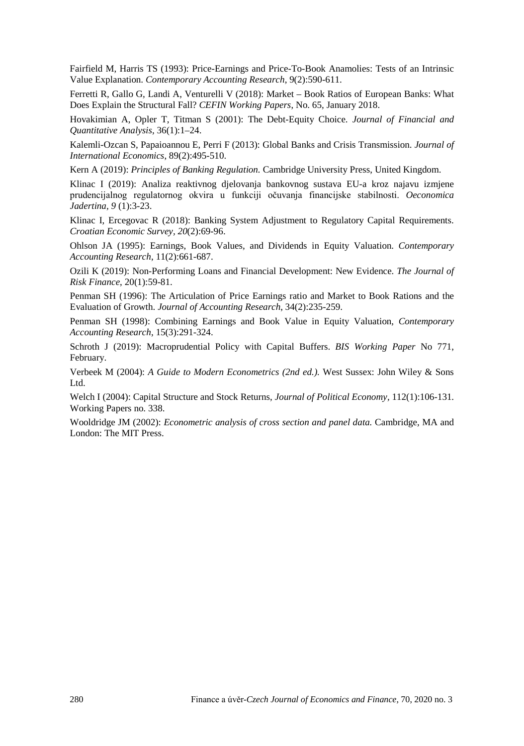Fairfield M, Harris TS (1993): Price-Earnings and Price-To-Book Anamolies: Tests of an Intrinsic Value Explanation. *Contemporary Accounting Research*, 9(2):590-611.

Ferretti R, Gallo G, Landi A, Venturelli V (2018): Market – Book Ratios of European Banks: What Does Explain the Structural Fall? *CEFIN Working Papers*, No. 65, January 2018.

Hovakimian A, Opler T, Titman S (2001): The Debt-Equity Choice. *Journal of Financial and Quantitative Analysis*, 36(1):1–24.

Kalemli-Ozcan S, Papaioannou E, Perri F (2013): Global Banks and Crisis Transmission. *Journal of International Economics*, 89(2):495-510.

Kern A (2019): *Principles of Banking Regulation.* Cambridge University Press, United Kingdom.

Klinac I (2019): Analiza reaktivnog djelovanja bankovnog sustava EU-a kroz najavu izmjene prudencijalnog regulatornog okvira u funkciji očuvanja financijske stabilnosti. *Oeconomica Jadertina, 9* (1):3-23.

Klinac I, Ercegovac R (2018): Banking System Adjustment to Regulatory Capital Requirements. *Croatian Economic Survey, 20*(2):69-96.

Ohlson JA (1995): Earnings, Book Values, and Dividends in Equity Valuation. *Contemporary Accounting Research*, 11(2):661-687.

Ozili K (2019): Non-Performing Loans and Financial Development: New Evidence. *The Journal of Risk Finance*, 20(1):59-81.

Penman SH (1996): The Articulation of Price Earnings ratio and Market to Book Rations and the Evaluation of Growth. *Journal of Accounting Research*, 34(2):235-259.

Penman SH (1998): Combining Earnings and Book Value in Equity Valuation, *Contemporary Accounting Research*, 15(3):291-324.

Schroth J (2019): Macroprudential Policy with Capital Buffers. *BIS Working Paper* No 771, February.

Verbeek M (2004): *A Guide to Modern Econometrics (2nd ed.).* West Sussex: John Wiley & Sons Ltd.

Welch I (2004): Capital Structure and Stock Returns, *Journal of Political Economy*, 112(1):106-131. Working Papers no. 338.

Wooldridge JM (2002): *Econometric analysis of cross section and panel data.* Cambridge, MA and London: The MIT Press.